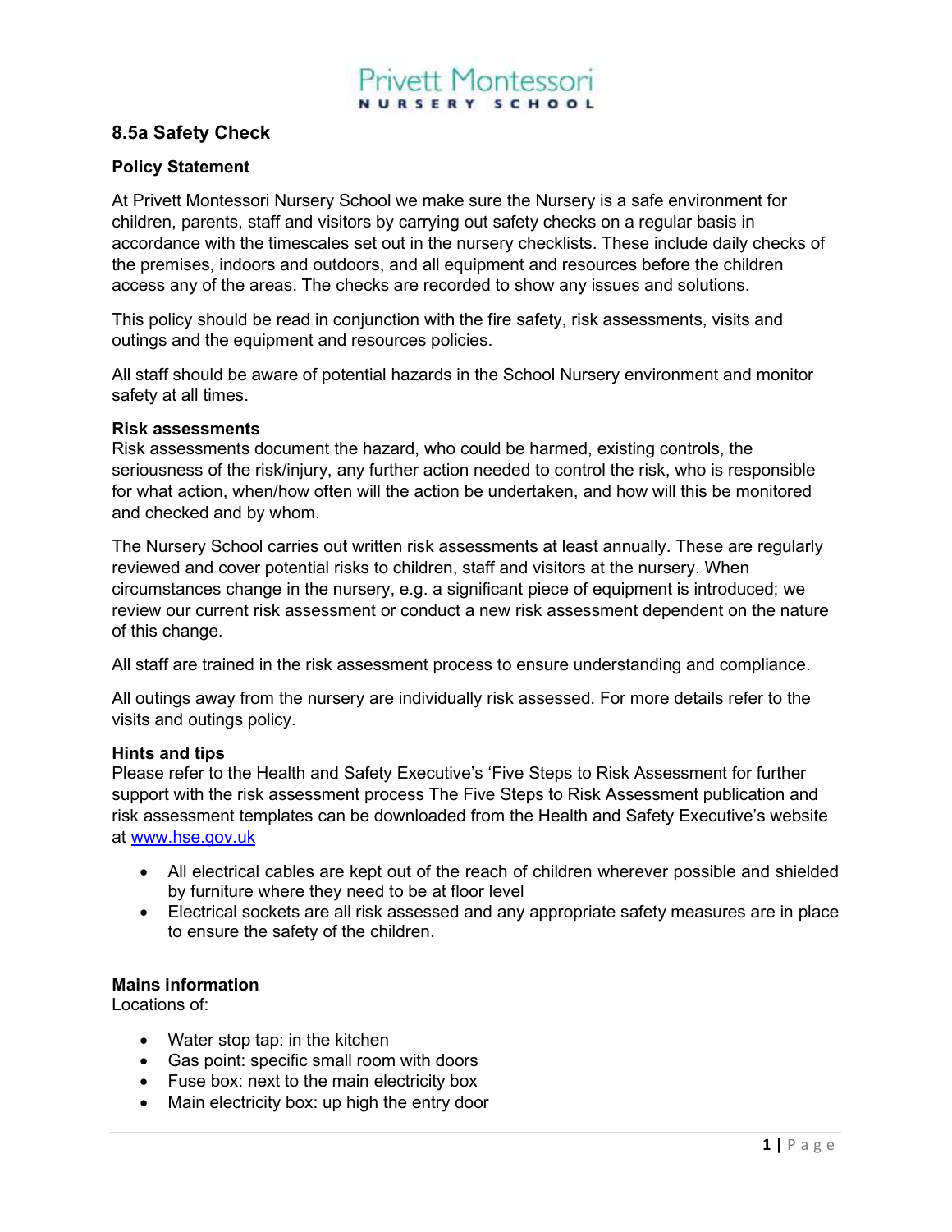Privett Montessori
NURSERY SCHOOL

## 8.5a Safety Check

### Policy Statement

At Privett Montessori Nursery School we make sure the Nursery is a safe environment for children, parents, staff and visitors by carrying out safety checks on a regular basis in accordance with the timescales set out in the nursery checklists. These include daily checks of the premises, indoors and outdoors, and all equipment and resources before the children access any of the areas. The checks are recorded to show any issues and solutions.

This policy should be read in conjunction with the fire safety, risk assessments, visits and outings and the equipment and resources policies.

All staff should be aware of potential hazards in the School Nursery environment and monitor safety at all times.

### Risk assessments

Risk assessments document the hazard, who could be harmed, existing controls, the seriousness of the risk/injury, any further action needed to control the risk, who is responsible for what action, when/how often will the action be undertaken, and how will this be monitored and checked and by whom.

The Nursery School carries out written risk assessments at least annually. These are regularly reviewed and cover potential risks to children, staff and visitors at the nursery. When circumstances change in the nursery, e.g. a significant piece of equipment is introduced; we review our current risk assessment or conduct a new risk assessment dependent on the nature of this change.

All staff are trained in the risk assessment process to ensure understanding and compliance.

All outings away from the nursery are individually risk assessed. For more details refer to the visits and outings policy.

### Hints and tips

Please refer to the Health and Safety Executive's 'Five Steps to Risk Assessment for further support with the risk assessment process The Five Steps to Risk Assessment publication and risk assessment templates can be downloaded from the Health and Safety Executive's website at [www.hse.gov.uk](http://www.hse.gov.uk)

- All electrical cables are kept out of the reach of children wherever possible and shielded by furniture where they need to be at floor level
- Electrical sockets are all risk assessed and any appropriate safety measures are in place to ensure the safety of the children.

### Mains information

Locations of:

- Water stop tap: in the kitchen
- Gas point: specific small room with doors
- Fuse box: next to the main electricity box
- Main electricity box: up high the entry door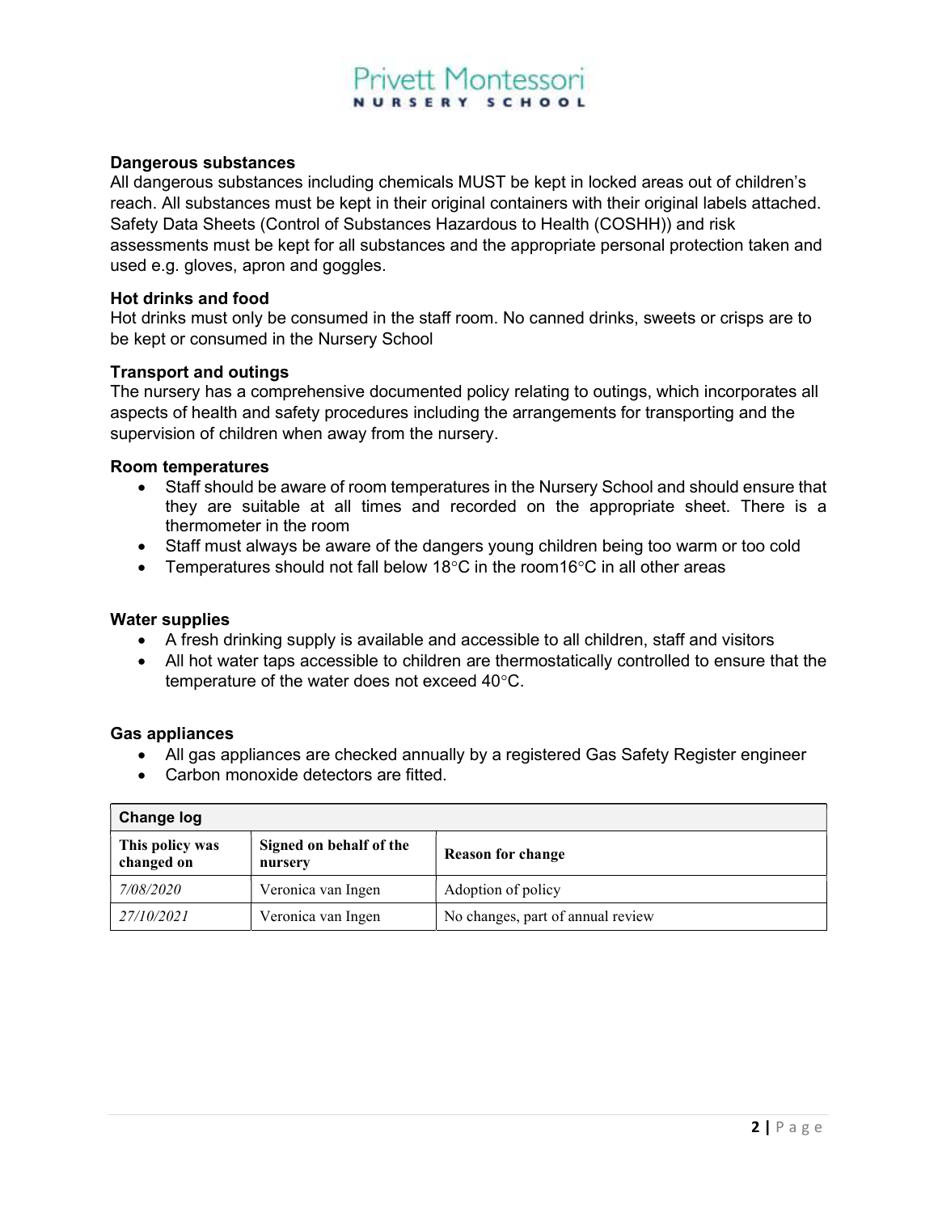### Dangerous substances

All dangerous substances including chemicals MUST be kept in locked areas out of children's reach. All substances must be kept in their original containers with their original labels attached. Safety Data Sheets (Control of Substances Hazardous to Health (COSHH)) and risk assessments must be kept for all substances and the appropriate personal protection taken and used e.g. gloves, apron and goggles.

### Hot drinks and food

Hot drinks must only be consumed in the staff room. No canned drinks, sweets or crisps are to be kept or consumed in the Nursery School

### Transport and outings

The nursery has a comprehensive documented policy relating to outings, which incorporates all aspects of health and safety procedures including the arrangements for transporting and the supervision of children when away from the nursery.

### Room temperatures

- Staff should be aware of room temperatures in the Nursery School and should ensure that they are suitable at all times and recorded on the appropriate sheet. There is a thermometer in the room
- Staff must always be aware of the dangers young children being too warm or too cold
- Temperatures should not fall below 18°C in the room16°C in all other areas

### Water supplies

- A fresh drinking supply is available and accessible to all children, staff and visitors
- All hot water taps accessible to children are thermostatically controlled to ensure that the temperature of the water does not exceed 40°C.

### Gas appliances

- All gas appliances are checked annually by a registered Gas Safety Register engineer
- Carbon monoxide detectors are fitted.

| Change log | | |
|---|---|---|
| **This policy was changed on** | **Signed on behalf of the nursery** | **Reason for change** |
| *7/08/2020* | Veronica van Ingen | Adoption of policy |
| *27/10/2021* | Veronica van Ingen | No changes, part of annual review |